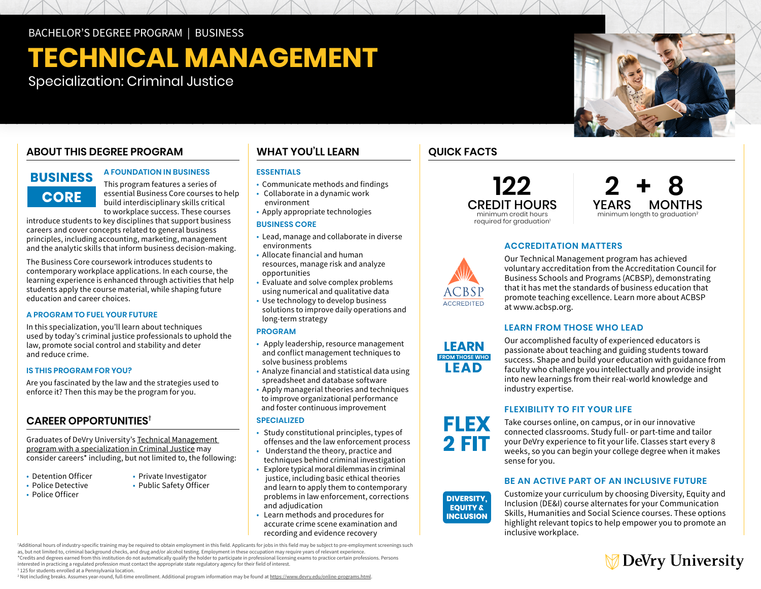BACHELOR'S DEGREE PROGRAM | BUSINESS

# TECHNICAL MANAGEMENT

Specialization: Criminal Justice

## ABOUT THIS DEGREE PROGRAM

**BUSINESS CORE**

### A FOUNDATION IN BUSINESS

This program features a series of essential Business Core courses to help build interdisciplinary skills critical to workplace success. These courses introduce students to key disciplines that support business careers and cover concepts related to general business principles, including accounting, marketing, management and the analytic skills that inform business decision-making.

The Business Core coursework introduces students to contemporary workplace applications. In each course, the learning experience is enhanced through activities that help students apply the course material, while shaping future education and career choices.

### A PROGRAM TO FUEL YOUR FUTURE

In this specialization, you'll learn about techniques used by today's criminal justice professionals to uphold the law, promote social control and stability and deter and reduce crime.

### IS THIS PROGRAM FOR YOU?

Are you fascinated by the law and the strategies used to enforce it? Then this may be the program for you.

## CAREER OPPORTUNITIES[†]

Graduates of DeVry University's Technical Management program with a specialization in Criminal Justice may consider careers* including, but not limited to, the following:

- Detention Officer
- Police Detective
- Police Officer
- Private Investigator
- Public Safety Officer

## WHAT YOU'LL LEARN

### ESSENTIALS

- Communicate methods and findings
- Collaborate in a dynamic work environment
- Apply appropriate technologies

### BUSINESS CORE

- Lead, manage and collaborate in diverse environments
- Allocate financial and human resources, manage risk and analyze opportunities
- Evaluate and solve complex problems using numerical and qualitative data
- Use technology to develop business solutions to improve daily operations and long-term strategy

### PROGRAM

- Apply leadership, resource management and conflict management techniques to solve business problems
- Analyze financial and statistical data using spreadsheet and database software
- Apply managerial theories and techniques to improve organizational performance and foster continuous improvement

### SPECIALIZED

- Study constitutional principles, types of offenses and the law enforcement process
- Understand the theory, practice and techniques behind criminal investigation
- Explore typical moral dilemmas in criminal justice, including basic ethical theories and learn to apply them to contemporary problems in law enforcement, corrections and adjudication
- Learn methods and procedures for accurate crime scene examination and recording and evidence recovery

## QUICK FACTS

**122 CREDIT HOURS**
minimum credit hours required for graduation[1]

**2 YEARS + 8 MONTHS**
minimum length to graduation[2]

### ACCREDITATION MATTERS

ACBSP ACCREDITED

Our Technical Management program has achieved voluntary accreditation from the Accreditation Council for Business Schools and Programs (ACBSP), demonstrating that it has met the standards of business education that promote teaching excellence. Learn more about ACBSP at www.acbsp.org.

### LEARN FROM THOSE WHO LEAD

Our accomplished faculty of experienced educators is passionate about teaching and guiding students toward success. Shape and build your education with guidance from faculty who challenge you intellectually and provide insight into new learnings from their real-world knowledge and industry expertise.

### FLEXIBILITY TO FIT YOUR LIFE

**FLEX 2 FIT**

Take courses online, on campus, or in our innovative connected classrooms. Study full- or part-time and tailor your DeVry experience to fit your life. Classes start every 8 weeks, so you can begin your college degree when it makes sense for you.

### BE AN ACTIVE PART OF AN INCLUSIVE FUTURE

**DIVERSITY, EQUITY & INCLUSION**

Customize your curriculum by choosing Diversity, Equity and Inclusion (DE&I) course alternates for your Communication Skills, Humanities and Social Science courses. These options highlight relevant topics to help empower you to promote an inclusive workplace.

---

[†]Additional hours of industry-specific training may be required to obtain employment in this field. Applicants for jobs in this field may be subject to pre-employment screenings such as, but not limited to, criminal background checks, and drug and/or alcohol testing. Employment in these occupation may require years of relevant experience.
*Credits and degrees earned from this institution do not automatically qualify the holder to participate in professional licensing exams to practice certain professions. Persons interested in practicing a regulated profession must contact the appropriate state regulatory agency for their field of interest.
[1] 125 for students enrolled at a Pennsylvania location.
[2] Not including breaks. Assumes year-round, full-time enrollment. Additional program information may be found at https://www.devry.edu/online-programs.html.

DeVry University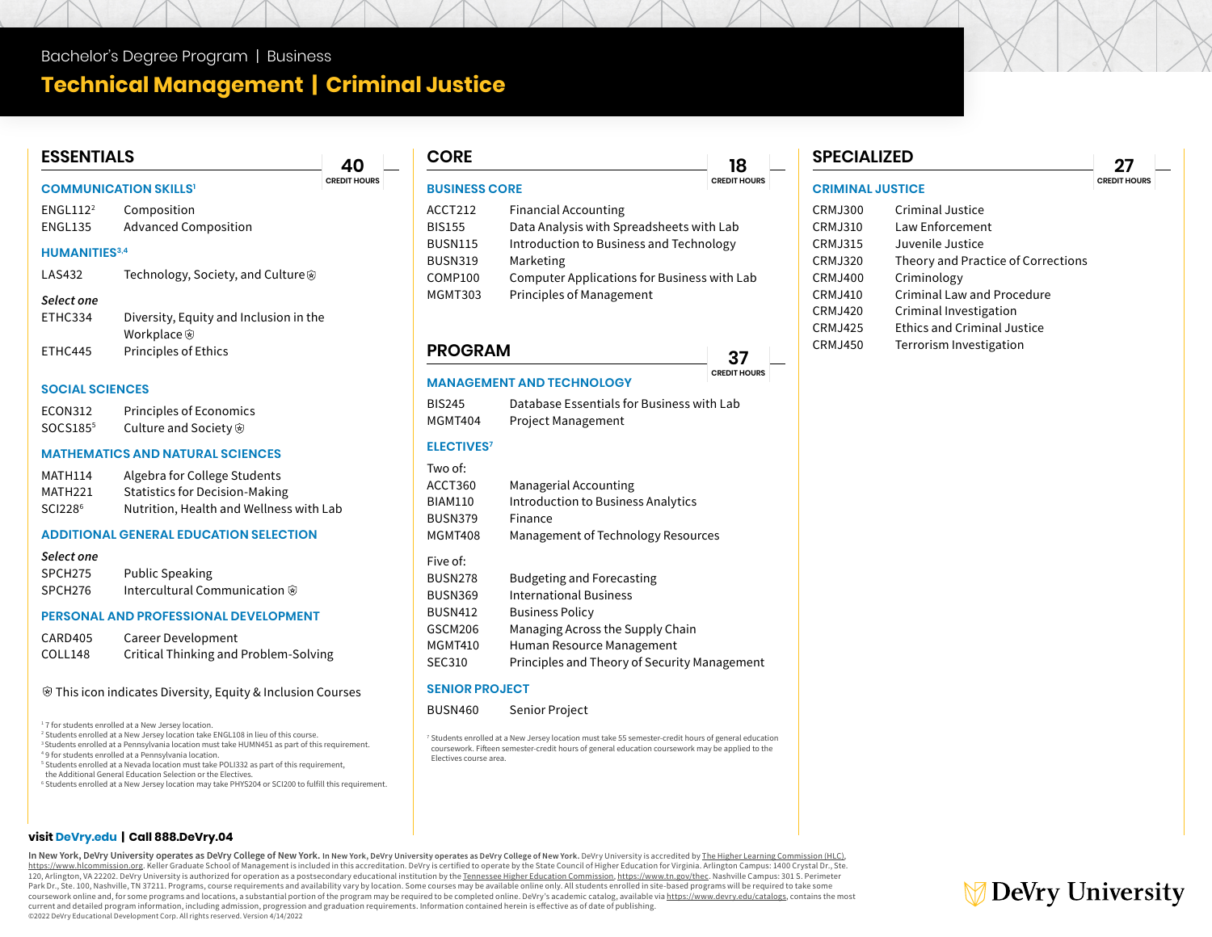Bachelor's Degree Program | Business

# Technical Management | Criminal Justice

## ESSENTIALS

**40** CREDIT HOURS

### COMMUNICATION SKILLS[1]

| | |
|---|---|
| ENGL112[2] | Composition |
| ENGL135 | Advanced Composition |

### HUMANITIES[3,4]

| | |
|---|---|
| LAS432 | Technology, Society, and Culture ⛨ |

*Select one*

| | |
|---|---|
| ETHC334 | Diversity, Equity and Inclusion in the Workplace ⛨ |
| ETHC445 | Principles of Ethics |

### SOCIAL SCIENCES

| | |
|---|---|
| ECON312 | Principles of Economics |
| SOCS185[5] | Culture and Society ⛨ |

### MATHEMATICS AND NATURAL SCIENCES

| | |
|---|---|
| MATH114 | Algebra for College Students |
| MATH221 | Statistics for Decision-Making |
| SCI228[6] | Nutrition, Health and Wellness with Lab |

### ADDITIONAL GENERAL EDUCATION SELECTION

*Select one*

| | |
|---|---|
| SPCH275 | Public Speaking |
| SPCH276 | Intercultural Communication ⛨ |

### PERSONAL AND PROFESSIONAL DEVELOPMENT

| | |
|---|---|
| CARD405 | Career Development |
| COLL148 | Critical Thinking and Problem-Solving |

⛨ This icon indicates Diversity, Equity & Inclusion Courses

[1] 7 for students enrolled at a New Jersey location.
[2] Students enrolled at a New Jersey location take ENGL108 in lieu of this course.
[3] Students enrolled at a Pennsylvania location must take HUMN451 as part of this requirement.
[4] 9 for students enrolled at a Pennsylvania location.
[5] Students enrolled at a Nevada location must take POLI332 as part of this requirement, the Additional General Education Selection or the Electives.
[6] Students enrolled at a New Jersey location may take PHYS204 or SCI200 to fulfill this requirement.

## CORE

**18** CREDIT HOURS

### BUSINESS CORE

| | |
|---|---|
| ACCT212 | Financial Accounting |
| BIS155 | Data Analysis with Spreadsheets with Lab |
| BUSN115 | Introduction to Business and Technology |
| BUSN319 | Marketing |
| COMP100 | Computer Applications for Business with Lab |
| MGMT303 | Principles of Management |

## PROGRAM

**37** CREDIT HOURS

### MANAGEMENT AND TECHNOLOGY

| | |
|---|---|
| BIS245 | Database Essentials for Business with Lab |
| MGMT404 | Project Management |

### ELECTIVES[7]

Two of:

| | |
|---|---|
| ACCT360 | Managerial Accounting |
| BIAM110 | Introduction to Business Analytics |
| BUSN379 | Finance |
| MGMT408 | Management of Technology Resources |

Five of:

| | |
|---|---|
| BUSN278 | Budgeting and Forecasting |
| BUSN369 | International Business |
| BUSN412 | Business Policy |
| GSCM206 | Managing Across the Supply Chain |
| MGMT410 | Human Resource Management |
| SEC310 | Principles and Theory of Security Management |

### SENIOR PROJECT

| | |
|---|---|
| BUSN460 | Senior Project |

[7] Students enrolled at a New Jersey location must take 55 semester-credit hours of general education coursework. Fifteen semester-credit hours of general education coursework may be applied to the Electives course area.

## SPECIALIZED

**27** CREDIT HOURS

### CRIMINAL JUSTICE

| | |
|---|---|
| CRMJ300 | Criminal Justice |
| CRMJ310 | Law Enforcement |
| CRMJ315 | Juvenile Justice |
| CRMJ320 | Theory and Practice of Corrections |
| CRMJ400 | Criminology |
| CRMJ410 | Criminal Law and Procedure |
| CRMJ420 | Criminal Investigation |
| CRMJ425 | Ethics and Criminal Justice |
| CRMJ450 | Terrorism Investigation |

**visit DeVry.edu | Call 888.DeVry.04**

In New York, DeVry University operates as DeVry College of New York. In New York, DeVry University operates as DeVry College of New York. DeVry University is accredited by The Higher Learning Commission (HLC), https://www.hlcommission.org. Keller Graduate School of Management is included in this accreditation. DeVry is certified to operate by the State Council of Higher Education for Virginia. Arlington Campus: 1400 Crystal Dr., Ste. 120, Arlington, VA 22202. DeVry University is authorized for operation as a postsecondary educational institution by the Tennessee Higher Education Commission, https://www.tn.gov/thec. Nashville Campus: 301 S. Perimeter Park Dr., Ste. 100, Nashville, TN 37211. Programs, course requirements and availability vary by location. Some courses may be available online only. All students enrolled in site-based programs will be required to take some coursework online and, for some programs and locations, a substantial portion of the program may be required to be completed online. DeVry's academic catalog, available via https://www.devry.edu/catalogs, contains the most current and detailed program information, including admission, progression and graduation requirements. Information contained herein is effective as of date of publishing.
©2022 DeVry Educational Development Corp. All rights reserved. Version 4/14/2022

DeVry University